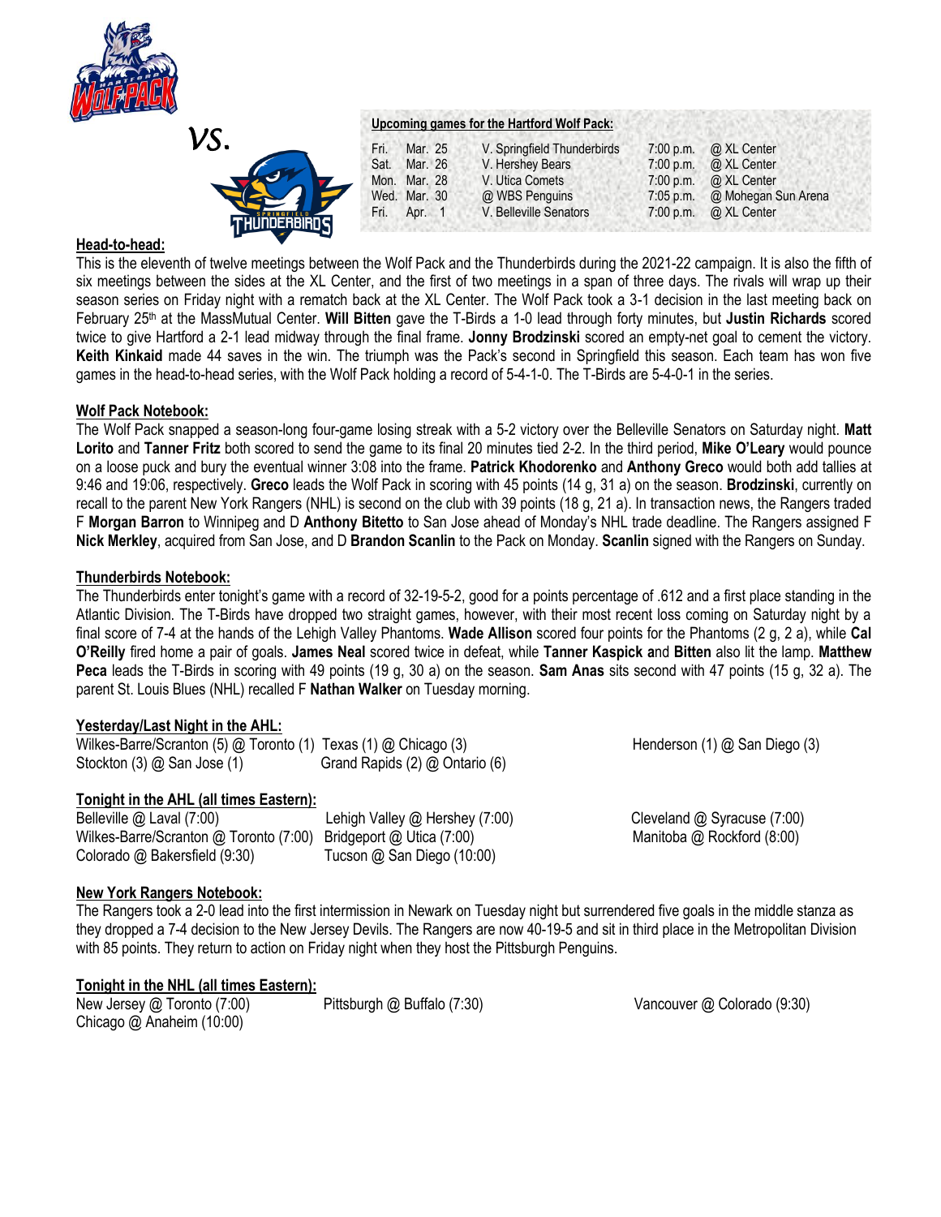*vs.*

**Upcoming games for the Hartford Wolf Pack:**

| | | | | |
|---|---|---|---|---|
| Fri. | Mar. 25 | V. Springfield Thunderbirds | 7:00 p.m. | @ XL Center |
| Sat. | Mar. 26 | V. Hershey Bears | 7:00 p.m. | @ XL Center |
| Mon. | Mar. 28 | V. Utica Comets | 7:00 p.m. | @ XL Center |
| Wed. | Mar. 30 | @ WBS Penguins | 7:05 p.m. | @ Mohegan Sun Arena |
| Fri. | Apr. 1 | V. Belleville Senators | 7:00 p.m. | @ XL Center |

## Head-to-head:

This is the eleventh of twelve meetings between the Wolf Pack and the Thunderbirds during the 2021-22 campaign. It is also the fifth of six meetings between the sides at the XL Center, and the first of two meetings in a span of three days. The rivals will wrap up their season series on Friday night with a rematch back at the XL Center. The Wolf Pack took a 3-1 decision in the last meeting back on February 25th at the MassMutual Center. **Will Bitten** gave the T-Birds a 1-0 lead through forty minutes, but **Justin Richards** scored twice to give Hartford a 2-1 lead midway through the final frame. **Jonny Brodzinski** scored an empty-net goal to cement the victory. **Keith Kinkaid** made 44 saves in the win. The triumph was the Pack's second in Springfield this season. Each team has won five games in the head-to-head series, with the Wolf Pack holding a record of 5-4-1-0. The T-Birds are 5-4-0-1 in the series.

## Wolf Pack Notebook:

The Wolf Pack snapped a season-long four-game losing streak with a 5-2 victory over the Belleville Senators on Saturday night. **Matt Lorito** and **Tanner Fritz** both scored to send the game to its final 20 minutes tied 2-2. In the third period, **Mike O'Leary** would pounce on a loose puck and bury the eventual winner 3:08 into the frame. **Patrick Khodorenko** and **Anthony Greco** would both add tallies at 9:46 and 19:06, respectively. **Greco** leads the Wolf Pack in scoring with 45 points (14 g, 31 a) on the season. **Brodzinski**, currently on recall to the parent New York Rangers (NHL) is second on the club with 39 points (18 g, 21 a). In transaction news, the Rangers traded F **Morgan Barron** to Winnipeg and D **Anthony Bitetto** to San Jose ahead of Monday's NHL trade deadline. The Rangers assigned F **Nick Merkley**, acquired from San Jose, and D **Brandon Scanlin** to the Pack on Monday. **Scanlin** signed with the Rangers on Sunday.

## Thunderbirds Notebook:

The Thunderbirds enter tonight's game with a record of 32-19-5-2, good for a points percentage of .612 and a first place standing in the Atlantic Division. The T-Birds have dropped two straight games, however, with their most recent loss coming on Saturday night by a final score of 7-4 at the hands of the Lehigh Valley Phantoms. **Wade Allison** scored four points for the Phantoms (2 g, 2 a), while **Cal O'Reilly** fired home a pair of goals. **James Neal** scored twice in defeat, while **Tanner Kaspick a**nd **Bitten** also lit the lamp. **Matthew Peca** leads the T-Birds in scoring with 49 points (19 g, 30 a) on the season. **Sam Anas** sits second with 47 points (15 g, 32 a). The parent St. Louis Blues (NHL) recalled F **Nathan Walker** on Tuesday morning.

## Yesterday/Last Night in the AHL:

Wilkes-Barre/Scranton (5) @ Toronto (1)
Stockton (3) @ San Jose (1)
Texas (1) @ Chicago (3)
Grand Rapids (2) @ Ontario (6)
Henderson (1) @ San Diego (3)

## Tonight in the AHL (all times Eastern):

Belleville @ Laval (7:00)
Wilkes-Barre/Scranton @ Toronto (7:00)
Colorado @ Bakersfield (9:30)
Lehigh Valley @ Hershey (7:00)
Bridgeport @ Utica (7:00)
Tucson @ San Diego (10:00)
Cleveland @ Syracuse (7:00)
Manitoba @ Rockford (8:00)

## New York Rangers Notebook:

The Rangers took a 2-0 lead into the first intermission in Newark on Tuesday night but surrendered five goals in the middle stanza as they dropped a 7-4 decision to the New Jersey Devils. The Rangers are now 40-19-5 and sit in third place in the Metropolitan Division with 85 points. They return to action on Friday night when they host the Pittsburgh Penguins.

## Tonight in the NHL (all times Eastern):

New Jersey @ Toronto (7:00)
Chicago @ Anaheim (10:00)
Pittsburgh @ Buffalo (7:30)
Vancouver @ Colorado (9:30)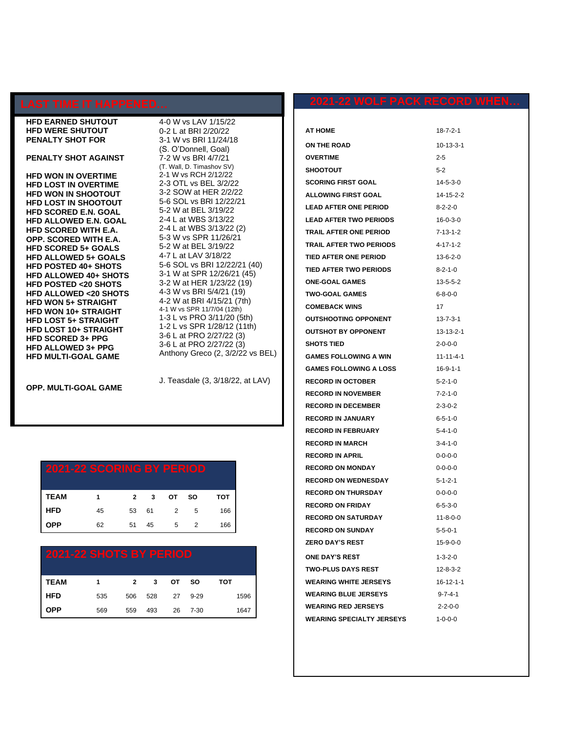## LAST TIME IT HAPPENED…

| | |
|---|---|
| **HFD EARNED SHUTOUT** | 4-0 W vs LAV 1/15/22 |
| **HFD WERE SHUTOUT** | 0-2 L at BRI 2/20/22 |
| **PENALTY SHOT FOR** | 3-1 W vs BRI 11/24/18 (S. O'Donnell, Goal) |
| **PENALTY SHOT AGAINST** | 7-2 W vs BRI 4/7/21 (T. Wall, D. Timashov SV) |
| **HFD WON IN OVERTIME** | 2-1 W vs RCH 2/12/22 |
| **HFD LOST IN OVERTIME** | 2-3 OTL vs BEL 3/2/22 |
| **HFD WON IN SHOOTOUT** | 3-2 SOW at HER 2/2/22 |
| **HFD LOST IN SHOOTOUT** | 5-6 SOL vs BRI 12/22/21 |
| **HFD SCORED E.N. GOAL** | 5-2 W at BEL 3/19/22 |
| **HFD ALLOWED E.N. GOAL** | 2-4 L at WBS 3/13/22 |
| **HFD SCORED WITH E.A.** | 2-4 L at WBS 3/13/22 (2) |
| **OPP. SCORED WITH E.A.** | 5-3 W vs SPR 11/26/21 |
| **HFD SCORED 5+ GOALS** | 5-2 W at BEL 3/19/22 |
| **HFD ALLOWED 5+ GOALS** | 4-7 L at LAV 3/18/22 |
| **HFD POSTED 40+ SHOTS** | 5-6 SOL vs BRI 12/22/21 (40) |
| **HFD ALLOWED 40+ SHOTS** | 3-1 W at SPR 12/26/21 (45) |
| **HFD POSTED <20 SHOTS** | 3-2 W at HER 1/23/22 (19) |
| **HFD ALLOWED <20 SHOTS** | 4-3 W vs BRI 5/4/21 (19) |
| **HFD WON 5+ STRAIGHT** | 4-2 W at BRI 4/15/21 (7th) |
| **HFD WON 10+ STRAIGHT** | 4-1 W vs SPR 11/7/04 (12th) |
| **HFD LOST 5+ STRAIGHT** | 1-3 L vs PRO 3/11/20 (5th) |
| **HFD LOST 10+ STRAIGHT** | 1-2 L vs SPR 1/28/12 (11th) |
| **HFD SCORED 3+ PPG** | 3-6 L at PRO 2/27/22 (3) |
| **HFD ALLOWED 3+ PPG** | 3-6 L at PRO 2/27/22 (3) |
| **HFD MULTI-GOAL GAME** | Anthony Greco (2, 3/2/22 vs BEL) |
| **OPP. MULTI-GOAL GAME** | J. Teasdale (3, 3/18/22, at LAV) |

## 2021-22 SCORING BY PERIOD

| TEAM | 1 | 2 | 3 | OT | SO | TOT |
|---|---|---|---|---|---|---|
| HFD | 45 | 53 | 61 | 2 | 5 | 166 |
| OPP | 62 | 51 | 45 | 5 | 2 | 166 |

## 2021-22 SHOTS BY PERIOD

| TEAM | 1 | 2 | 3 | OT | SO | TOT |
|---|---|---|---|---|---|---|
| HFD | 535 | 506 | 528 | 27 | 9-29 | 1596 |
| OPP | 569 | 559 | 493 | 26 | 7-30 | 1647 |

## 2021-22 WOLF PACK RECORD WHEN…

| | |
|---|---|
| AT HOME | 18-7-2-1 |
| ON THE ROAD | 10-13-3-1 |
| OVERTIME | 2-5 |
| SHOOTOUT | 5-2 |
| SCORING FIRST GOAL | 14-5-3-0 |
| ALLOWING FIRST GOAL | 14-15-2-2 |
| LEAD AFTER ONE PERIOD | 8-2-2-0 |
| LEAD AFTER TWO PERIODS | 16-0-3-0 |
| TRAIL AFTER ONE PERIOD | 7-13-1-2 |
| TRAIL AFTER TWO PERIODS | 4-17-1-2 |
| TIED AFTER ONE PERIOD | 13-6-2-0 |
| TIED AFTER TWO PERIODS | 8-2-1-0 |
| ONE-GOAL GAMES | 13-5-5-2 |
| TWO-GOAL GAMES | 6-8-0-0 |
| COMEBACK WINS | 17 |
| OUTSHOOTING OPPONENT | 13-7-3-1 |
| OUTSHOT BY OPPONENT | 13-13-2-1 |
| SHOTS TIED | 2-0-0-0 |
| GAMES FOLLOWING A WIN | 11-11-4-1 |
| GAMES FOLLOWING A LOSS | 16-9-1-1 |
| RECORD IN OCTOBER | 5-2-1-0 |
| RECORD IN NOVEMBER | 7-2-1-0 |
| RECORD IN DECEMBER | 2-3-0-2 |
| RECORD IN JANUARY | 6-5-1-0 |
| RECORD IN FEBRUARY | 5-4-1-0 |
| RECORD IN MARCH | 3-4-1-0 |
| RECORD IN APRIL | 0-0-0-0 |
| RECORD ON MONDAY | 0-0-0-0 |
| RECORD ON WEDNESDAY | 5-1-2-1 |
| RECORD ON THURSDAY | 0-0-0-0 |
| RECORD ON FRIDAY | 6-5-3-0 |
| RECORD ON SATURDAY | 11-8-0-0 |
| RECORD ON SUNDAY | 5-5-0-1 |
| ZERO DAY'S REST | 15-9-0-0 |
| ONE DAY'S REST | 1-3-2-0 |
| TWO-PLUS DAYS REST | 12-8-3-2 |
| WEARING WHITE JERSEYS | 16-12-1-1 |
| WEARING BLUE JERSEYS | 9-7-4-1 |
| WEARING RED JERSEYS | 2-2-0-0 |
| WEARING SPECIALTY JERSEYS | 1-0-0-0 |